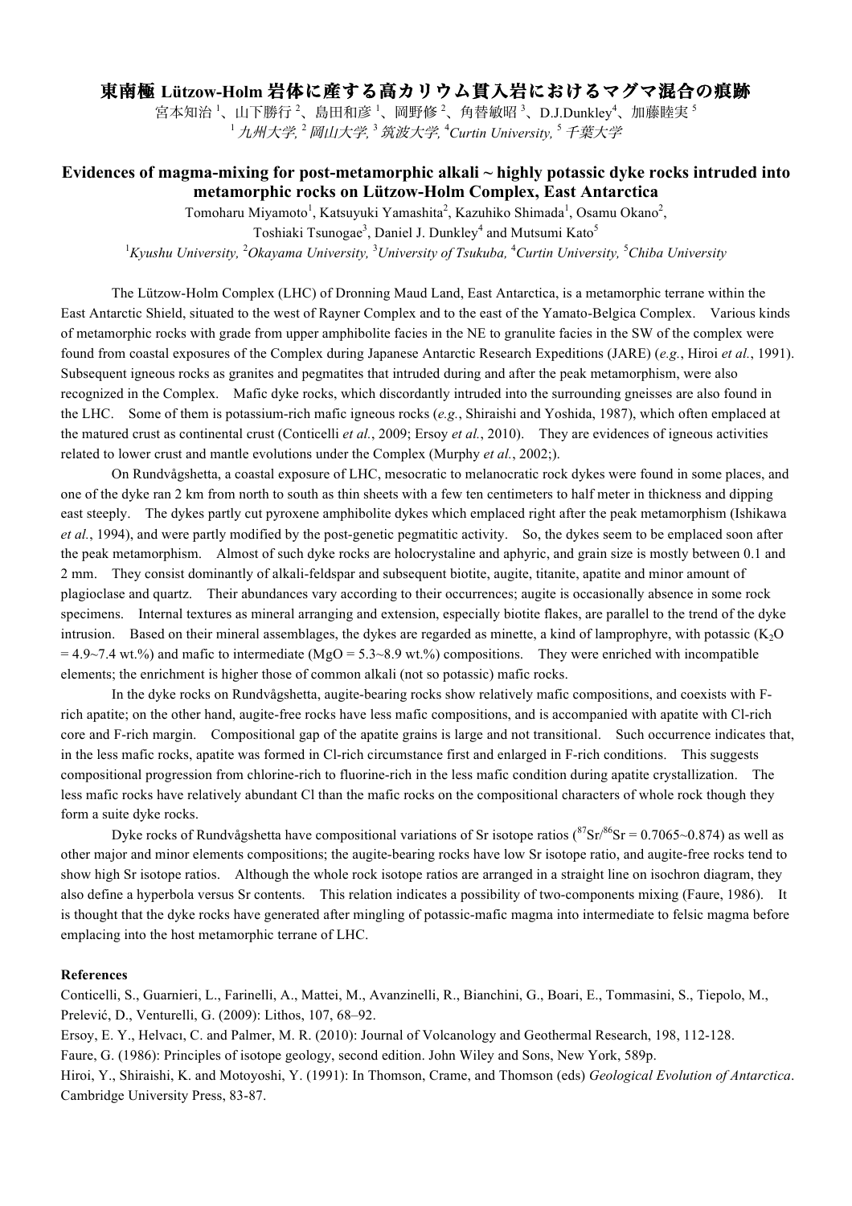# 東南極 Lützow-Holm 岩体に産する高カリウム貫入岩におけるマグマ混合の痕跡

宮本知治 [1]、山下勝行 [2]、島田和彦 [1]、岡野修 [2]、角替敏昭 [3]、D.J.Dunkley[4]、加藤睦実 [5]

[1] *九州大学,* [2] *岡山大学,* [3] *筑波大学,* [4]*Curtin University,* [5] *千葉大学*

## Evidences of magma-mixing for post-metamorphic alkali ~ highly potassic dyke rocks intruded into metamorphic rocks on Lützow-Holm Complex, East Antarctica

Tomoharu Miyamoto[1], Katsuyuki Yamashita[2], Kazuhiko Shimada[1], Osamu Okano[2], Toshiaki Tsunogae[3], Daniel J. Dunkley[4] and Mutsumi Kato[5]

[1]*Kyushu University,* [2]*Okayama University,* [3]*University of Tsukuba,* [4]*Curtin University,* [5]*Chiba University*

The Lützow-Holm Complex (LHC) of Dronning Maud Land, East Antarctica, is a metamorphic terrane within the East Antarctic Shield, situated to the west of Rayner Complex and to the east of the Yamato-Belgica Complex. Various kinds of metamorphic rocks with grade from upper amphibolite facies in the NE to granulite facies in the SW of the complex were found from coastal exposures of the Complex during Japanese Antarctic Research Expeditions (JARE) (*e.g.*, Hiroi *et al.*, 1991). Subsequent igneous rocks as granites and pegmatites that intruded during and after the peak metamorphism, were also recognized in the Complex. Mafic dyke rocks, which discordantly intruded into the surrounding gneisses are also found in the LHC. Some of them is potassium-rich mafic igneous rocks (*e.g.*, Shiraishi and Yoshida, 1987), which often emplaced at the matured crust as continental crust (Conticelli *et al.*, 2009; Ersoy *et al.*, 2010). They are evidences of igneous activities related to lower crust and mantle evolutions under the Complex (Murphy *et al.*, 2002;).

On Rundvågshetta, a coastal exposure of LHC, mesocratic to melanocratic rock dykes were found in some places, and one of the dyke ran 2 km from north to south as thin sheets with a few ten centimeters to half meter in thickness and dipping east steeply. The dykes partly cut pyroxene amphibolite dykes which emplaced right after the peak metamorphism (Ishikawa *et al.*, 1994), and were partly modified by the post-genetic pegmatitic activity. So, the dykes seem to be emplaced soon after the peak metamorphism. Almost of such dyke rocks are holocrystaline and aphyric, and grain size is mostly between 0.1 and 2 mm. They consist dominantly of alkali-feldspar and subsequent biotite, augite, titanite, apatite and minor amount of plagioclase and quartz. Their abundances vary according to their occurrences; augite is occasionally absence in some rock specimens. Internal textures as mineral arranging and extension, especially biotite flakes, are parallel to the trend of the dyke intrusion. Based on their mineral assemblages, the dykes are regarded as minette, a kind of lamprophyre, with potassic ($K_2O$ = 4.9~7.4 wt.%) and mafic to intermediate (MgO = 5.3~8.9 wt.%) compositions. They were enriched with incompatible elements; the enrichment is higher those of common alkali (not so potassic) mafic rocks.

In the dyke rocks on Rundvågshetta, augite-bearing rocks show relatively mafic compositions, and coexists with F-rich apatite; on the other hand, augite-free rocks have less mafic compositions, and is accompanied with apatite with Cl-rich core and F-rich margin. Compositional gap of the apatite grains is large and not transitional. Such occurrence indicates that, in the less mafic rocks, apatite was formed in Cl-rich circumstance first and enlarged in F-rich conditions. This suggests compositional progression from chlorine-rich to fluorine-rich in the less mafic condition during apatite crystallization. The less mafic rocks have relatively abundant Cl than the mafic rocks on the compositional characters of whole rock though they form a suite dyke rocks.

Dyke rocks of Rundvågshetta have compositional variations of Sr isotope ratios ($^{87}Sr/^{86}Sr$ = 0.7065~0.874) as well as other major and minor elements compositions; the augite-bearing rocks have low Sr isotope ratio, and augite-free rocks tend to show high Sr isotope ratios. Although the whole rock isotope ratios are arranged in a straight line on isochron diagram, they also define a hyperbola versus Sr contents. This relation indicates a possibility of two-components mixing (Faure, 1986). It is thought that the dyke rocks have generated after mingling of potassic-mafic magma into intermediate to felsic magma before emplacing into the host metamorphic terrane of LHC.

**References**

Conticelli, S., Guarnieri, L., Farinelli, A., Mattei, M., Avanzinelli, R., Bianchini, G., Boari, E., Tommasini, S., Tiepolo, M., Prelević, D., Venturelli, G. (2009): Lithos, 107, 68–92.

Ersoy, E. Y., Helvacı, C. and Palmer, M. R. (2010): Journal of Volcanology and Geothermal Research, 198, 112-128.

Faure, G. (1986): Principles of isotope geology, second edition. John Wiley and Sons, New York, 589p.

Hiroi, Y., Shiraishi, K. and Motoyoshi, Y. (1991): In Thomson, Crame, and Thomson (eds) *Geological Evolution of Antarctica*. Cambridge University Press, 83-87.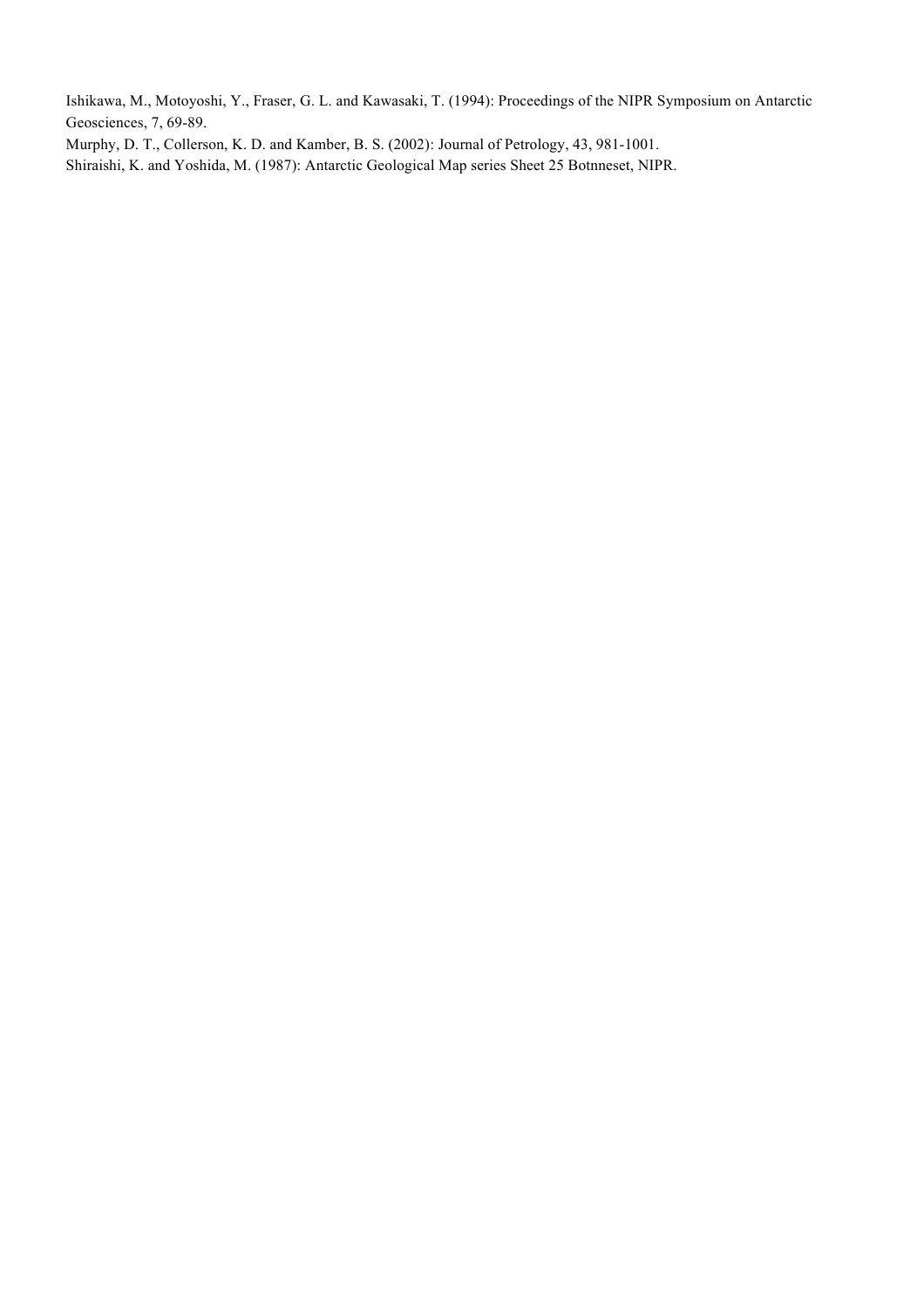Ishikawa, M., Motoyoshi, Y., Fraser, G. L. and Kawasaki, T. (1994): Proceedings of the NIPR Symposium on Antarctic Geosciences, 7, 69-89.

Murphy, D. T., Collerson, K. D. and Kamber, B. S. (2002): Journal of Petrology, 43, 981-1001.

Shiraishi, K. and Yoshida, M. (1987): Antarctic Geological Map series Sheet 25 Botnneset, NIPR.